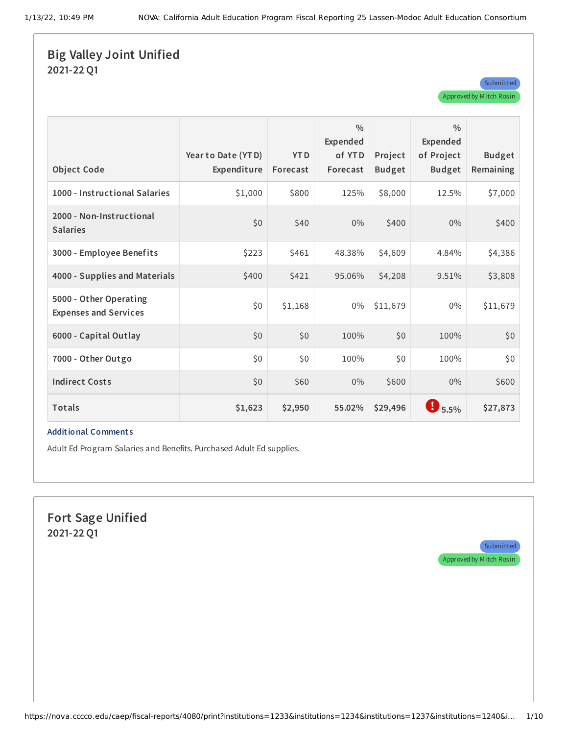## Big Valley Joint Unified

### 2021-22 Q1

Submitted

Approved by Mitch Rosin

| Object Code | Year to Date (YTD) Expenditure | YTD Forecast | % Expended of YTD Forecast | Project Budget | % Expended of Project Budget | Budget Remaining |
|---|---|---|---|---|---|---|
| 1000 - Instructional Salaries | $1,000 | $800 | 125% | $8,000 | 12.5% | $7,000 |
| 2000 - Non-Instructional Salaries | $0 | $40 | 0% | $400 | 0% | $400 |
| 3000 - Employee Benefits | $223 | $461 | 48.38% | $4,609 | 4.84% | $4,386 |
| 4000 - Supplies and Materials | $400 | $421 | 95.06% | $4,208 | 9.51% | $3,808 |
| 5000 - Other Operating Expenses and Services | $0 | $1,168 | 0% | $11,679 | 0% | $11,679 |
| 6000 - Capital Outlay | $0 | $0 | 100% | $0 | 100% | $0 |
| 7000 - Other Outgo | $0 | $0 | 100% | $0 | 100% | $0 |
| Indirect Costs | $0 | $60 | 0% | $600 | 0% | $600 |
| **Totals** | **$1,623** | **$2,950** | **55.02%** | **$29,496** | **5.5%** | **$27,873** |

**Additional Comments**

Adult Ed Program Salaries and Benefits. Purchased Adult Ed supplies.

## Fort Sage Unified

### 2021-22 Q1

Submitted

Approved by Mitch Rosin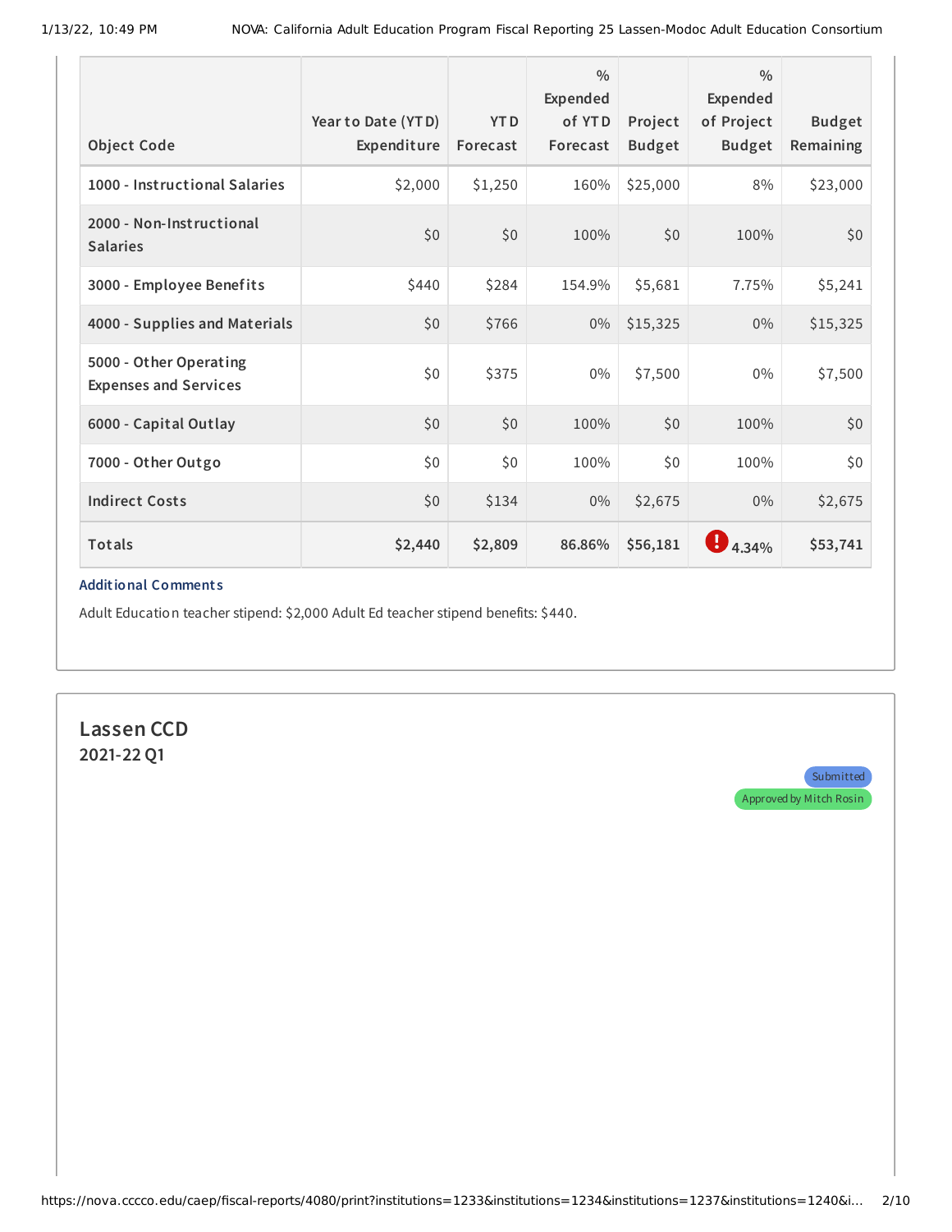| Object Code | Year to Date (YTD) Expenditure | YTD Forecast | % Expended of YTD Forecast | Project Budget | % Expended of Project Budget | Budget Remaining |
|---|---|---|---|---|---|---|
| 1000 - Instructional Salaries | $2,000 | $1,250 | 160% | $25,000 | 8% | $23,000 |
| 2000 - Non-Instructional Salaries | $0 | $0 | 100% | $0 | 100% | $0 |
| 3000 - Employee Benefits | $440 | $284 | 154.9% | $5,681 | 7.75% | $5,241 |
| 4000 - Supplies and Materials | $0 | $766 | 0% | $15,325 | 0% | $15,325 |
| 5000 - Other Operating Expenses and Services | $0 | $375 | 0% | $7,500 | 0% | $7,500 |
| 6000 - Capital Outlay | $0 | $0 | 100% | $0 | 100% | $0 |
| 7000 - Other Outgo | $0 | $0 | 100% | $0 | 100% | $0 |
| Indirect Costs | $0 | $134 | 0% | $2,675 | 0% | $2,675 |
| **Totals** | **$2,440** | **$2,809** | **86.86%** | **$56,181** | **! 4.34%** | **$53,741** |

**Additional Comments**

Adult Education teacher stipend: $2,000 Adult Ed teacher stipend benefits: $440.

## Lassen CCD

**2021-22 Q1**

Submitted

Approved by Mitch Rosin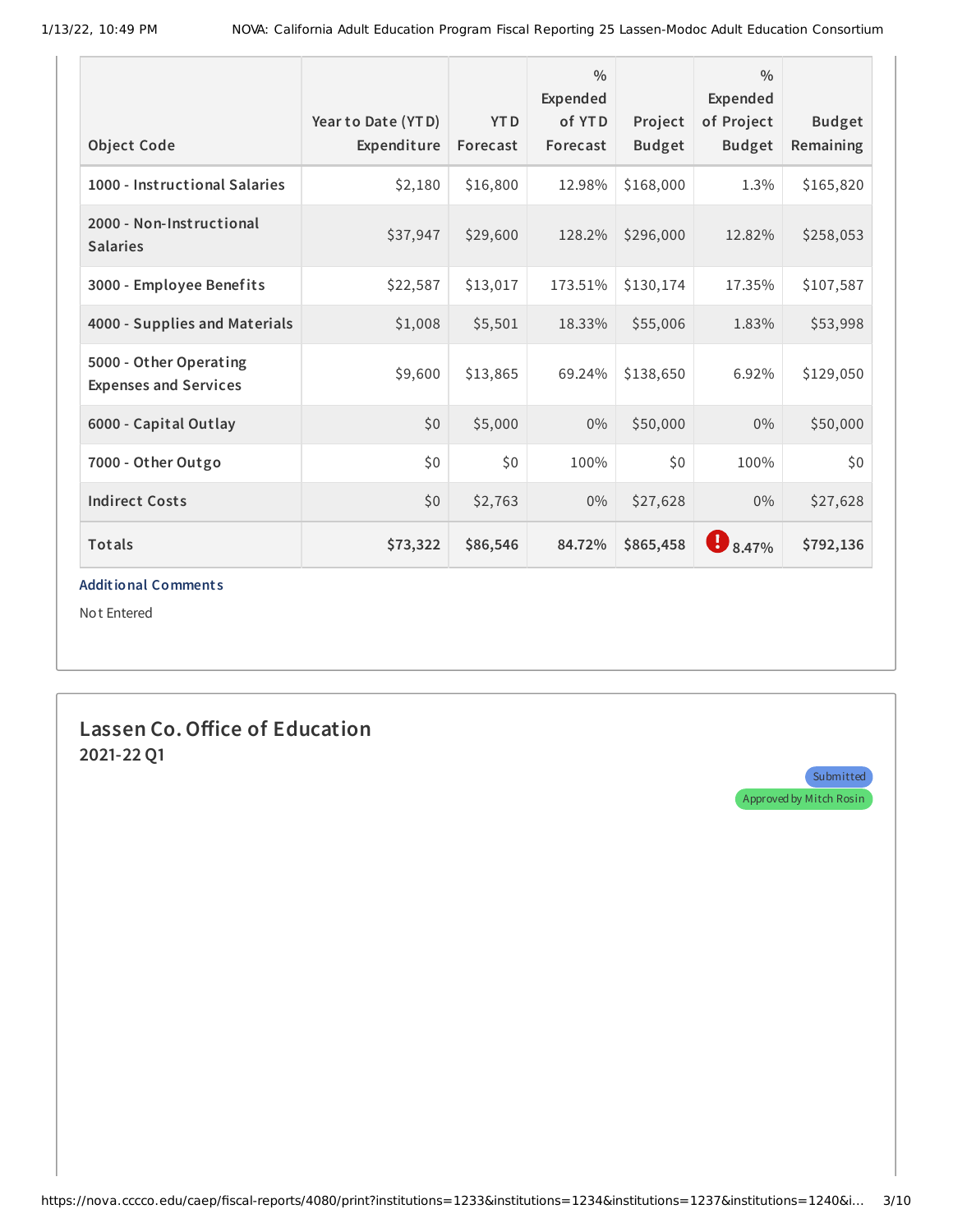| Object Code | Year to Date (YTD) Expenditure | YTD Forecast | % Expended of YTD Forecast | Project Budget | % Expended of Project Budget | Budget Remaining |
|---|---|---|---|---|---|---|
| 1000 - Instructional Salaries | $2,180 | $16,800 | 12.98% | $168,000 | 1.3% | $165,820 |
| 2000 - Non-Instructional Salaries | $37,947 | $29,600 | 128.2% | $296,000 | 12.82% | $258,053 |
| 3000 - Employee Benefits | $22,587 | $13,017 | 173.51% | $130,174 | 17.35% | $107,587 |
| 4000 - Supplies and Materials | $1,008 | $5,501 | 18.33% | $55,006 | 1.83% | $53,998 |
| 5000 - Other Operating Expenses and Services | $9,600 | $13,865 | 69.24% | $138,650 | 6.92% | $129,050 |
| 6000 - Capital Outlay | $0 | $5,000 | 0% | $50,000 | 0% | $50,000 |
| 7000 - Other Outgo | $0 | $0 | 100% | $0 | 100% | $0 |
| Indirect Costs | $0 | $2,763 | 0% | $27,628 | 0% | $27,628 |
| **Totals** | **$73,322** | **$86,546** | **84.72%** | **$865,458** | **! 8.47%** | **$792,136** |

**Additional Comments**

Not Entered

## Lassen Co. Office of Education

**2021-22 Q1**

Submitted

Approved by Mitch Rosin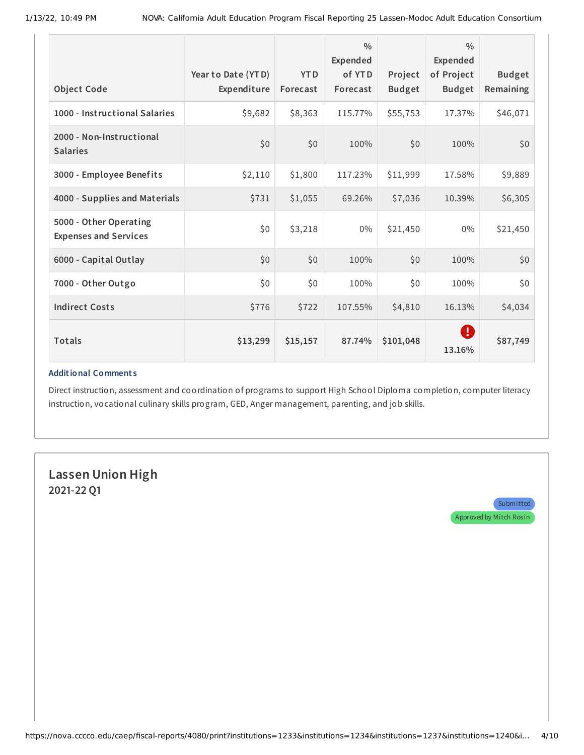| Object Code | Year to Date (YTD) Expenditure | YTD Forecast | % Expended of YTD Forecast | Project Budget | % Expended of Project Budget | Budget Remaining |
|---|---|---|---|---|---|---|
| 1000 - Instructional Salaries | $9,682 | $8,363 | 115.77% | $55,753 | 17.37% | $46,071 |
| 2000 - Non-Instructional Salaries | $0 | $0 | 100% | $0 | 100% | $0 |
| 3000 - Employee Benefits | $2,110 | $1,800 | 117.23% | $11,999 | 17.58% | $9,889 |
| 4000 - Supplies and Materials | $731 | $1,055 | 69.26% | $7,036 | 10.39% | $6,305 |
| 5000 - Other Operating Expenses and Services | $0 | $3,218 | 0% | $21,450 | 0% | $21,450 |
| 6000 - Capital Outlay | $0 | $0 | 100% | $0 | 100% | $0 |
| 7000 - Other Outgo | $0 | $0 | 100% | $0 | 100% | $0 |
| Indirect Costs | $776 | $722 | 107.55% | $4,810 | 16.13% | $4,034 |
| **Totals** | **$13,299** | **$15,157** | **87.74%** | **$101,048** | **13.16%** | **$87,749** |

**Additional Comments**

Direct instruction, assessment and coordination of programs to support High School Diploma completion, computer literacy instruction, vocational culinary skills program, GED, Anger management, parenting, and job skills.

## Lassen Union High

**2021-22 Q1**

Submitted

Approved by Mitch Rosin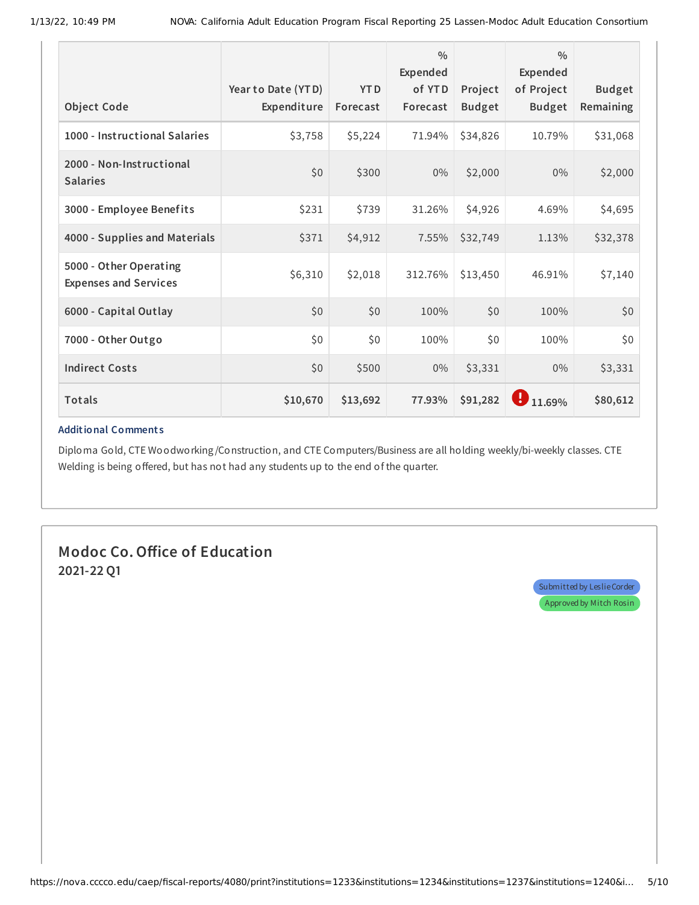| Object Code | Year to Date (YTD) Expenditure | YTD Forecast | % Expended of YTD Forecast | Project Budget | % Expended of Project Budget | Budget Remaining |
|---|---|---|---|---|---|---|
| 1000 - Instructional Salaries | $3,758 | $5,224 | 71.94% | $34,826 | 10.79% | $31,068 |
| 2000 - Non-Instructional Salaries | $0 | $300 | 0% | $2,000 | 0% | $2,000 |
| 3000 - Employee Benefits | $231 | $739 | 31.26% | $4,926 | 4.69% | $4,695 |
| 4000 - Supplies and Materials | $371 | $4,912 | 7.55% | $32,749 | 1.13% | $32,378 |
| 5000 - Other Operating Expenses and Services | $6,310 | $2,018 | 312.76% | $13,450 | 46.91% | $7,140 |
| 6000 - Capital Outlay | $0 | $0 | 100% | $0 | 100% | $0 |
| 7000 - Other Outgo | $0 | $0 | 100% | $0 | 100% | $0 |
| Indirect Costs | $0 | $500 | 0% | $3,331 | 0% | $3,331 |
| **Totals** | **$10,670** | **$13,692** | **77.93%** | **$91,282** | **! 11.69%** | **$80,612** |

**Additional Comments**

Diploma Gold, CTE Woodworking/Construction, and CTE Computers/Business are all holding weekly/bi-weekly classes. CTE Welding is being offered, but has not had any students up to the end of the quarter.

## Modoc Co. Office of Education

**2021-22 Q1**

Submitted by Leslie Corder

Approved by Mitch Rosin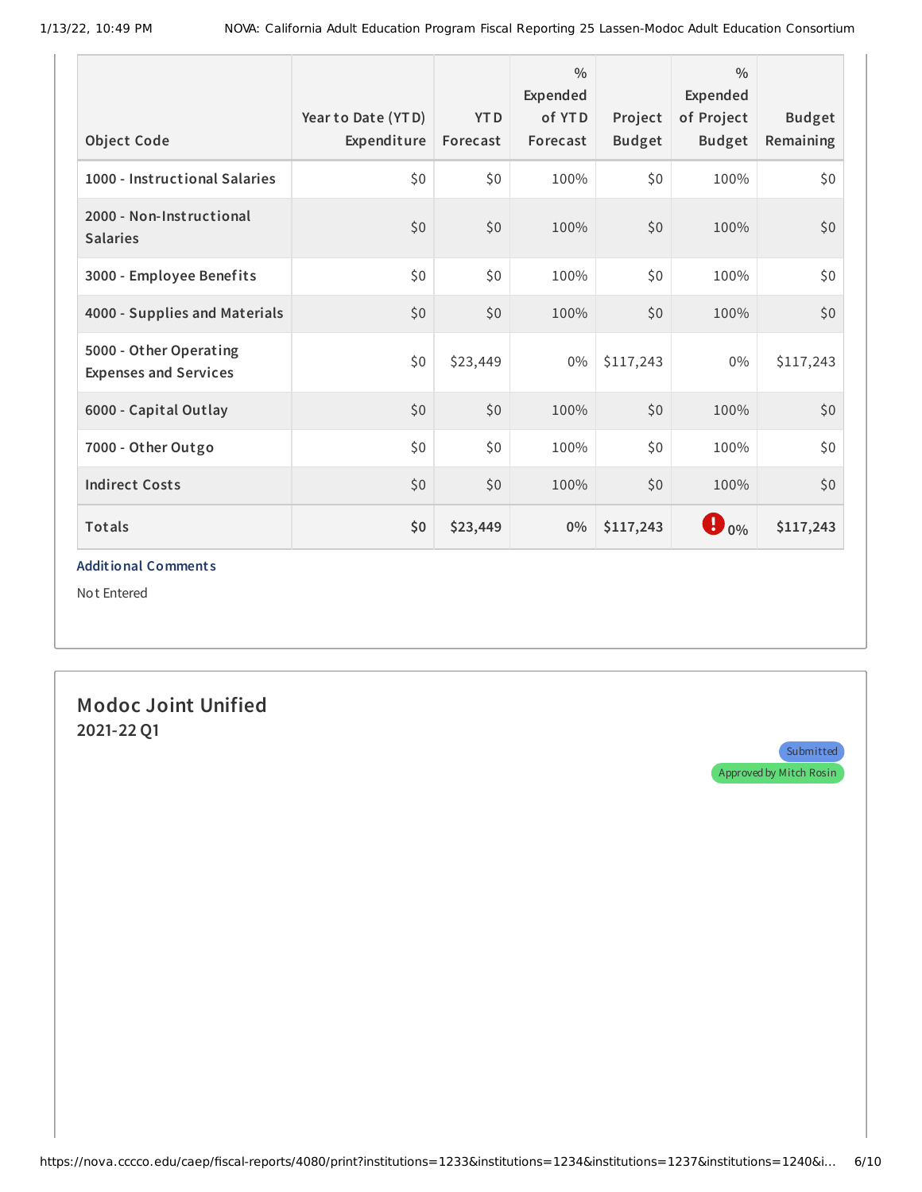| Object Code | Year to Date (YTD) Expenditure | YTD Forecast | % Expended of YTD Forecast | Project Budget | % Expended of Project Budget | Budget Remaining |
|---|---|---|---|---|---|---|
| 1000 - Instructional Salaries | $0 | $0 | 100% | $0 | 100% | $0 |
| 2000 - Non-Instructional Salaries | $0 | $0 | 100% | $0 | 100% | $0 |
| 3000 - Employee Benefits | $0 | $0 | 100% | $0 | 100% | $0 |
| 4000 - Supplies and Materials | $0 | $0 | 100% | $0 | 100% | $0 |
| 5000 - Other Operating Expenses and Services | $0 | $23,449 | 0% | $117,243 | 0% | $117,243 |
| 6000 - Capital Outlay | $0 | $0 | 100% | $0 | 100% | $0 |
| 7000 - Other Outgo | $0 | $0 | 100% | $0 | 100% | $0 |
| Indirect Costs | $0 | $0 | 100% | $0 | 100% | $0 |
| **Totals** | **$0** | **$23,449** | **0%** | **$117,243** | **0%** | **$117,243** |

**Additional Comments**

Not Entered

## Modoc Joint Unified

**2021-22 Q1**

Submitted

Approved by Mitch Rosin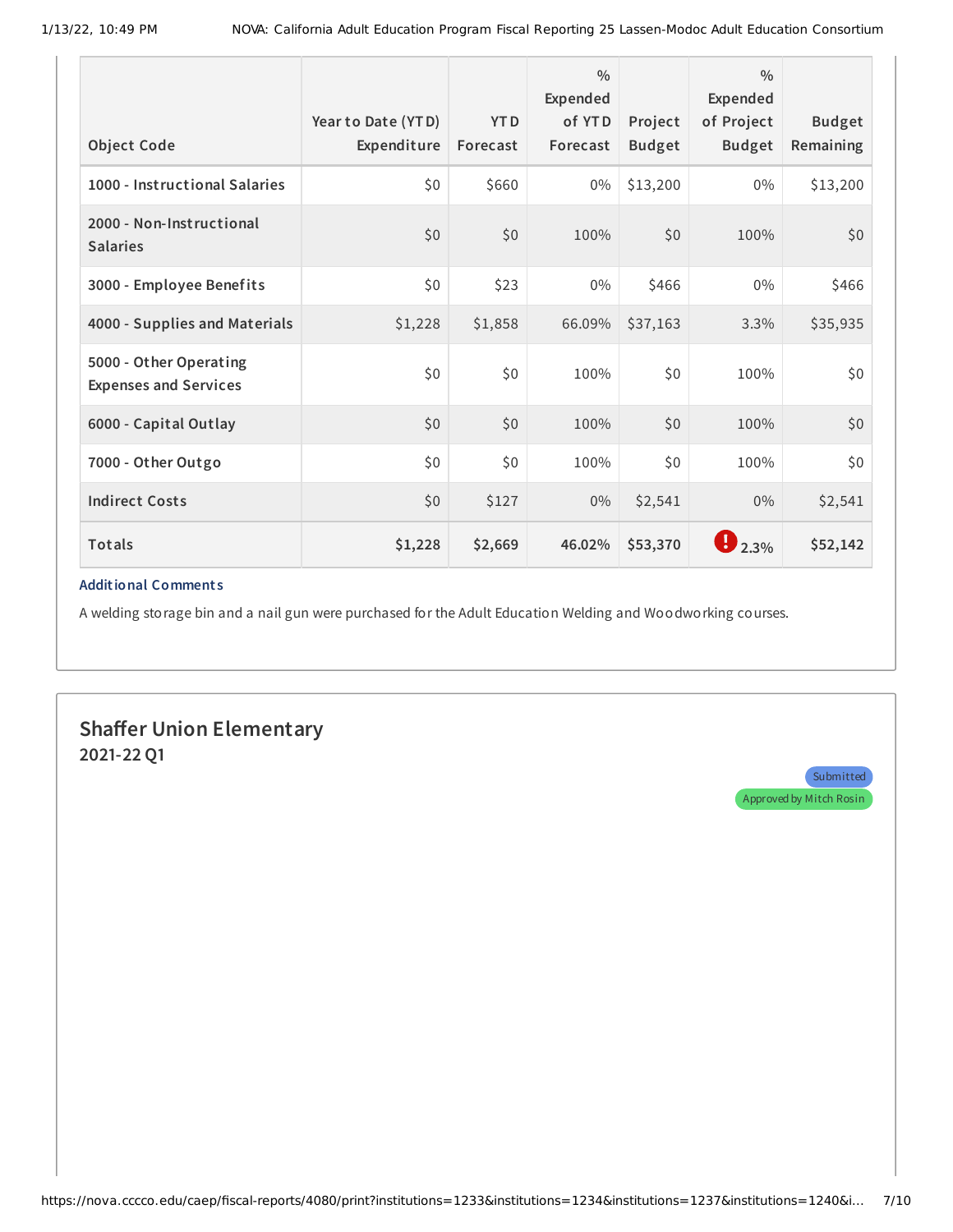| Object Code | Year to Date (YTD) Expenditure | YTD Forecast | % Expended of YTD Forecast | Project Budget | % Expended of Project Budget | Budget Remaining |
|---|---|---|---|---|---|---|
| 1000 - Instructional Salaries | $0 | $660 | 0% | $13,200 | 0% | $13,200 |
| 2000 - Non-Instructional Salaries | $0 | $0 | 100% | $0 | 100% | $0 |
| 3000 - Employee Benefits | $0 | $23 | 0% | $466 | 0% | $466 |
| 4000 - Supplies and Materials | $1,228 | $1,858 | 66.09% | $37,163 | 3.3% | $35,935 |
| 5000 - Other Operating Expenses and Services | $0 | $0 | 100% | $0 | 100% | $0 |
| 6000 - Capital Outlay | $0 | $0 | 100% | $0 | 100% | $0 |
| 7000 - Other Outgo | $0 | $0 | 100% | $0 | 100% | $0 |
| Indirect Costs | $0 | $127 | 0% | $2,541 | 0% | $2,541 |
| **Totals** | **$1,228** | **$2,669** | **46.02%** | **$53,370** | **! 2.3%** | **$52,142** |

**Additional Comments**

A welding storage bin and a nail gun were purchased for the Adult Education Welding and Woodworking courses.

## Shaffer Union Elementary

### 2021-22 Q1

Submitted

Approved by Mitch Rosin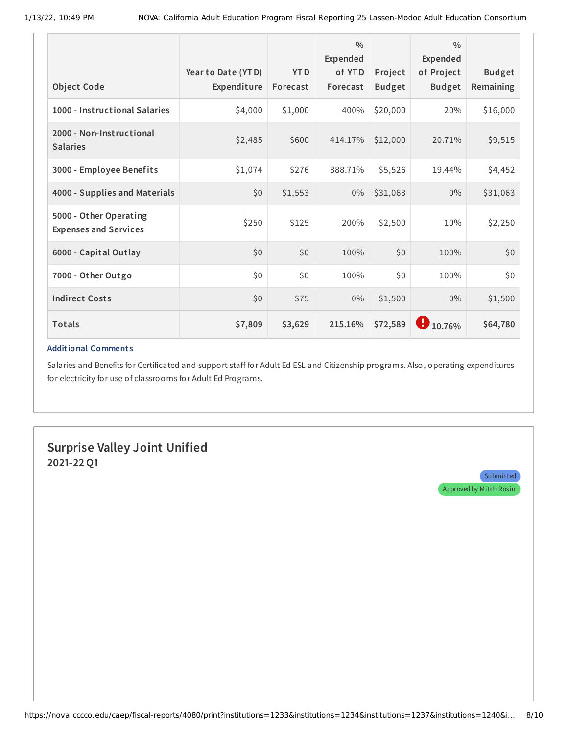| Object Code | Year to Date (YTD) Expenditure | YTD Forecast | % Expended of YTD Forecast | Project Budget | % Expended of Project Budget | Budget Remaining |
|---|---|---|---|---|---|---|
| 1000 - Instructional Salaries | $4,000 | $1,000 | 400% | $20,000 | 20% | $16,000 |
| 2000 - Non-Instructional Salaries | $2,485 | $600 | 414.17% | $12,000 | 20.71% | $9,515 |
| 3000 - Employee Benefits | $1,074 | $276 | 388.71% | $5,526 | 19.44% | $4,452 |
| 4000 - Supplies and Materials | $0 | $1,553 | 0% | $31,063 | 0% | $31,063 |
| 5000 - Other Operating Expenses and Services | $250 | $125 | 200% | $2,500 | 10% | $2,250 |
| 6000 - Capital Outlay | $0 | $0 | 100% | $0 | 100% | $0 |
| 7000 - Other Outgo | $0 | $0 | 100% | $0 | 100% | $0 |
| Indirect Costs | $0 | $75 | 0% | $1,500 | 0% | $1,500 |
| **Totals** | **$7,809** | **$3,629** | **215.16%** | **$72,589** | **! 10.76%** | **$64,780** |

**Additional Comments**

Salaries and Benefits for Certificated and support staff for Adult Ed ESL and Citizenship programs. Also, operating expenditures for electricity for use of classrooms for Adult Ed Programs.

## Surprise Valley Joint Unified

**2021-22 Q1**

Submitted

Approved by Mitch Rosin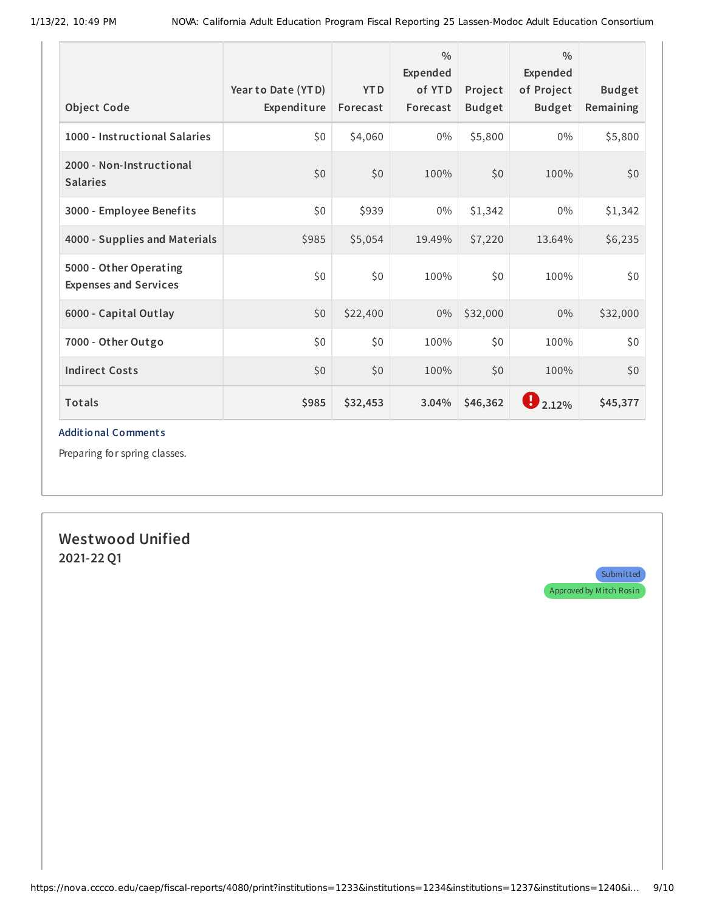| Object Code | Year to Date (YTD) Expenditure | YTD Forecast | % Expended of YTD Forecast | Project Budget | % Expended of Project Budget | Budget Remaining |
|---|---|---|---|---|---|---|
| 1000 - Instructional Salaries | $0 | $4,060 | 0% | $5,800 | 0% | $5,800 |
| 2000 - Non-Instructional Salaries | $0 | $0 | 100% | $0 | 100% | $0 |
| 3000 - Employee Benefits | $0 | $939 | 0% | $1,342 | 0% | $1,342 |
| 4000 - Supplies and Materials | $985 | $5,054 | 19.49% | $7,220 | 13.64% | $6,235 |
| 5000 - Other Operating Expenses and Services | $0 | $0 | 100% | $0 | 100% | $0 |
| 6000 - Capital Outlay | $0 | $22,400 | 0% | $32,000 | 0% | $32,000 |
| 7000 - Other Outgo | $0 | $0 | 100% | $0 | 100% | $0 |
| Indirect Costs | $0 | $0 | 100% | $0 | 100% | $0 |
| **Totals** | **$985** | **$32,453** | **3.04%** | **$46,362** | **! 2.12%** | **$45,377** |

**Additional Comments**

Preparing for spring classes.

## Westwood Unified

### 2021-22 Q1

Submitted

Approved by Mitch Rosin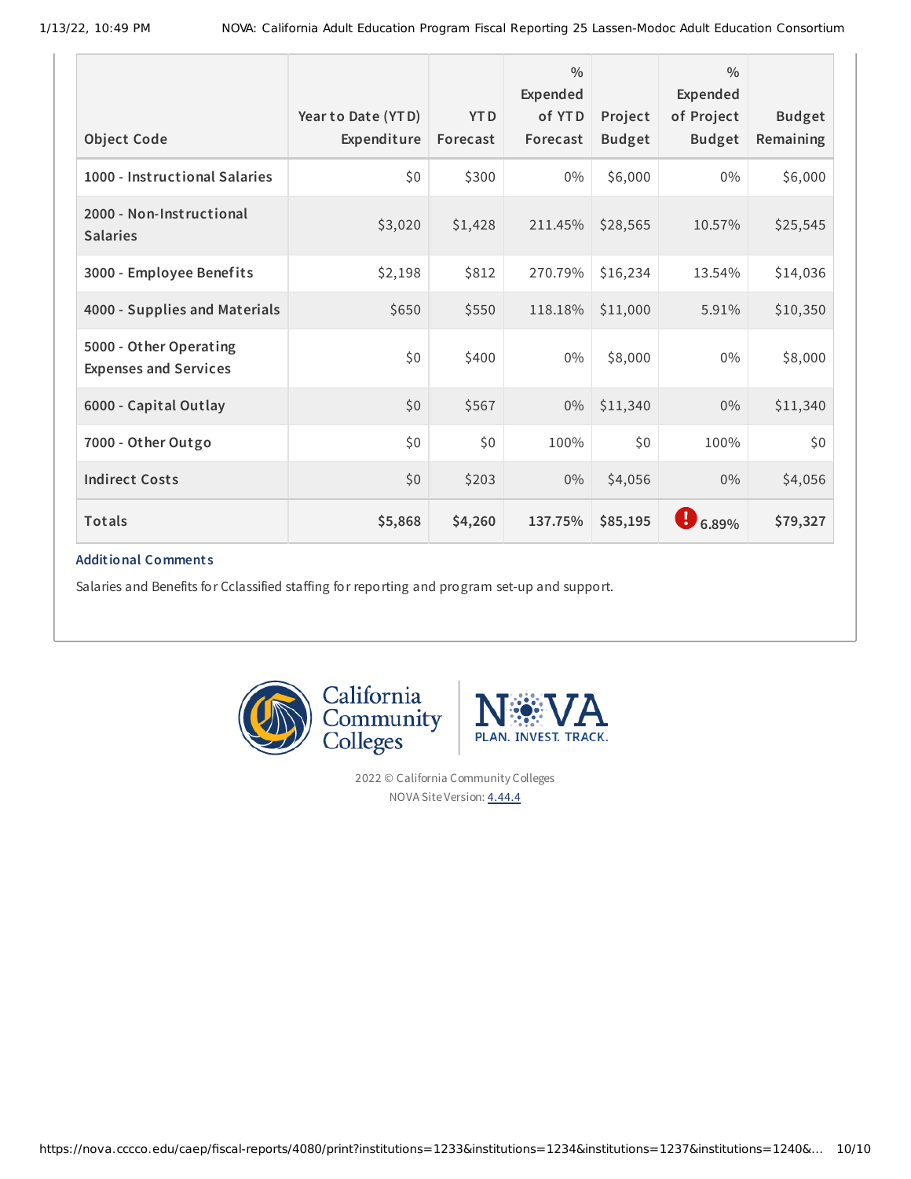| Object Code | Year to Date (YTD) Expenditure | YTD Forecast | % Expended of YTD Forecast | Project Budget | % Expended of Project Budget | Budget Remaining |
|---|---|---|---|---|---|---|
| 1000 - Instructional Salaries | $0 | $300 | 0% | $6,000 | 0% | $6,000 |
| 2000 - Non-Instructional Salaries | $3,020 | $1,428 | 211.45% | $28,565 | 10.57% | $25,545 |
| 3000 - Employee Benefits | $2,198 | $812 | 270.79% | $16,234 | 13.54% | $14,036 |
| 4000 - Supplies and Materials | $650 | $550 | 118.18% | $11,000 | 5.91% | $10,350 |
| 5000 - Other Operating Expenses and Services | $0 | $400 | 0% | $8,000 | 0% | $8,000 |
| 6000 - Capital Outlay | $0 | $567 | 0% | $11,340 | 0% | $11,340 |
| 7000 - Other Outgo | $0 | $0 | 100% | $0 | 100% | $0 |
| Indirect Costs | $0 | $203 | 0% | $4,056 | 0% | $4,056 |
| **Totals** | **$5,868** | **$4,260** | **137.75%** | **$85,195** | **! 6.89%** | **$79,327** |

**Additional Comments**

Salaries and Benefits for Cclassified staffing for reporting and program set-up and support.

California Community Colleges

NOVA PLAN. INVEST. TRACK.

2022 © California Community Colleges
NOVA Site Version: 4.44.4